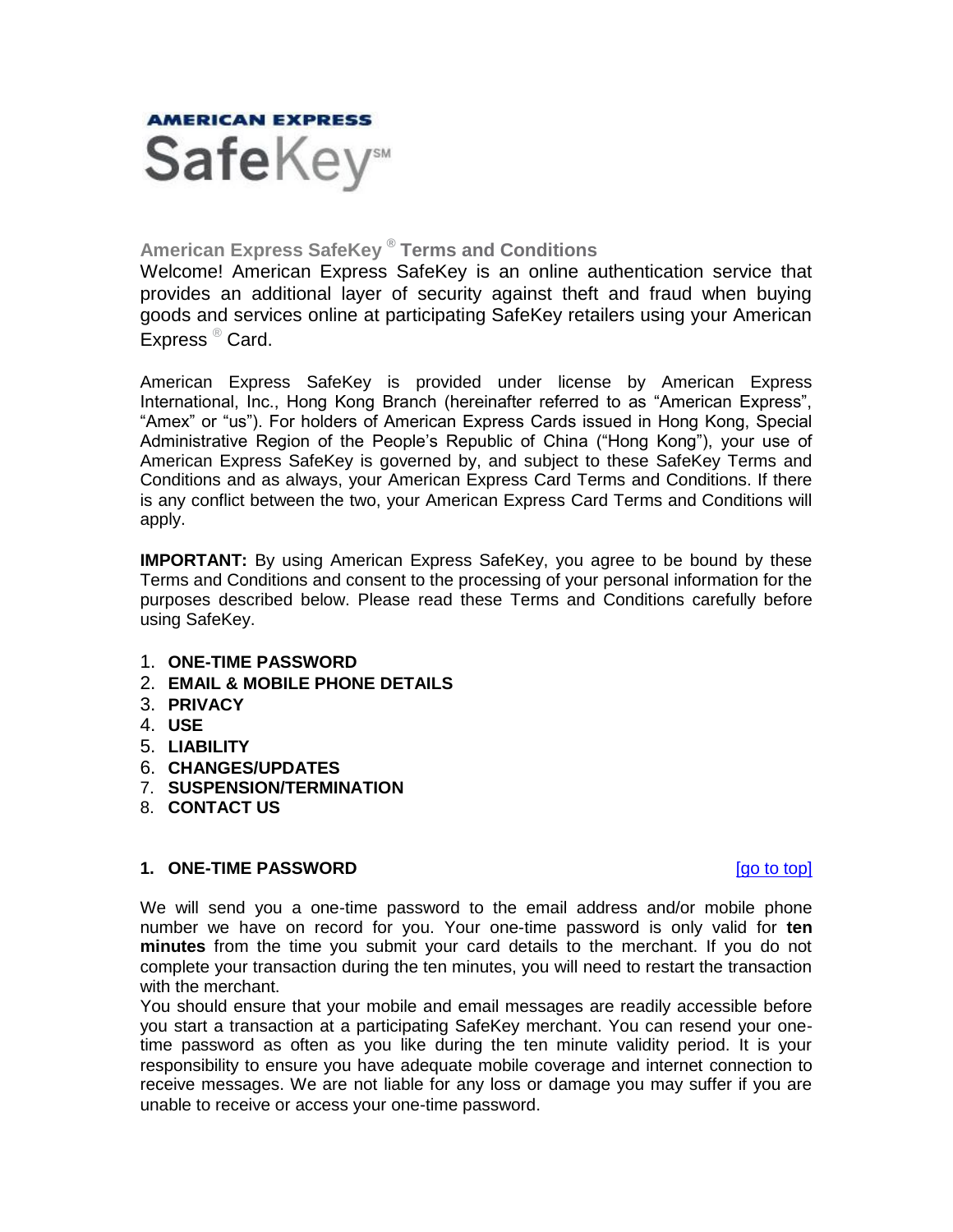AMERICAN EXPRESS

SafeKey℠

## American Express SafeKey ® Terms and Conditions

Welcome! American Express SafeKey is an online authentication service that provides an additional layer of security against theft and fraud when buying goods and services online at participating SafeKey retailers using your American Express ® Card.

American Express SafeKey is provided under license by American Express International, Inc., Hong Kong Branch (hereinafter referred to as “American Express”, “Amex” or “us”). For holders of American Express Cards issued in Hong Kong, Special Administrative Region of the People’s Republic of China (“Hong Kong”), your use of American Express SafeKey is governed by, and subject to these SafeKey Terms and Conditions and as always, your American Express Card Terms and Conditions. If there is any conflict between the two, your American Express Card Terms and Conditions will apply.

**IMPORTANT:** By using American Express SafeKey, you agree to be bound by these Terms and Conditions and consent to the processing of your personal information for the purposes described below. Please read these Terms and Conditions carefully before using SafeKey.

1. **ONE-TIME PASSWORD**
2. **EMAIL & MOBILE PHONE DETAILS**
3. **PRIVACY**
4. **USE**
5. **LIABILITY**
6. **CHANGES/UPDATES**
7. **SUSPENSION/TERMINATION**
8. **CONTACT US**

### 1. ONE-TIME PASSWORD

[go to top]

We will send you a one-time password to the email address and/or mobile phone number we have on record for you. Your one-time password is only valid for **ten minutes** from the time you submit your card details to the merchant. If you do not complete your transaction during the ten minutes, you will need to restart the transaction with the merchant.

You should ensure that your mobile and email messages are readily accessible before you start a transaction at a participating SafeKey merchant. You can resend your one-time password as often as you like during the ten minute validity period. It is your responsibility to ensure you have adequate mobile coverage and internet connection to receive messages. We are not liable for any loss or damage you may suffer if you are unable to receive or access your one-time password.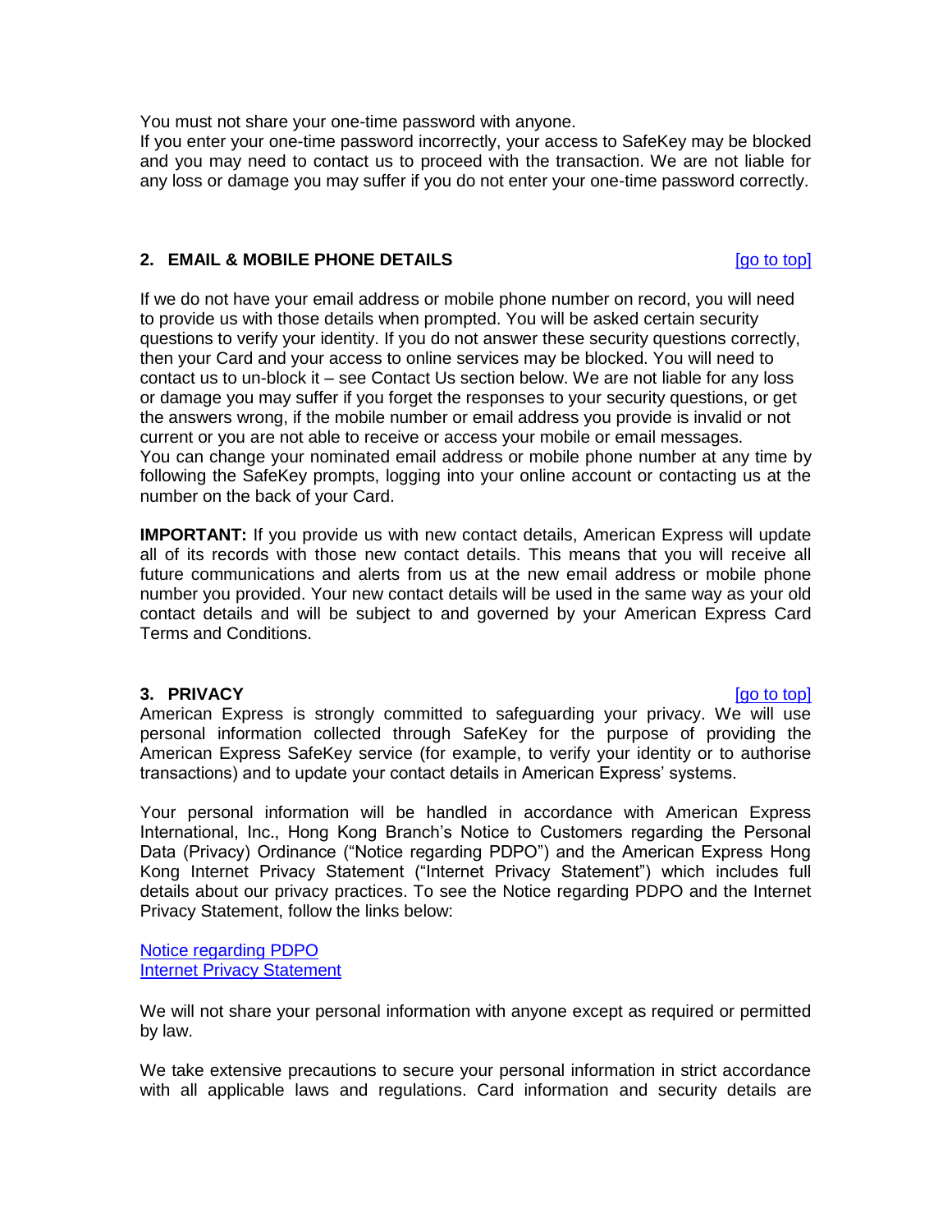You must not share your one-time password with anyone.
If you enter your one-time password incorrectly, your access to SafeKey may be blocked and you may need to contact us to proceed with the transaction. We are not liable for any loss or damage you may suffer if you do not enter your one-time password correctly.

## 2. EMAIL & MOBILE PHONE DETAILS

[go to top]

If we do not have your email address or mobile phone number on record, you will need to provide us with those details when prompted. You will be asked certain security questions to verify your identity. If you do not answer these security questions correctly, then your Card and your access to online services may be blocked. You will need to contact us to un-block it – see Contact Us section below. We are not liable for any loss or damage you may suffer if you forget the responses to your security questions, or get the answers wrong, if the mobile number or email address you provide is invalid or not current or you are not able to receive or access your mobile or email messages.
You can change your nominated email address or mobile phone number at any time by following the SafeKey prompts, logging into your online account or contacting us at the number on the back of your Card.

**IMPORTANT:** If you provide us with new contact details, American Express will update all of its records with those new contact details. This means that you will receive all future communications and alerts from us at the new email address or mobile phone number you provided. Your new contact details will be used in the same way as your old contact details and will be subject to and governed by your American Express Card Terms and Conditions.

## 3. PRIVACY

[go to top]

American Express is strongly committed to safeguarding your privacy. We will use personal information collected through SafeKey for the purpose of providing the American Express SafeKey service (for example, to verify your identity or to authorise transactions) and to update your contact details in American Express' systems.

Your personal information will be handled in accordance with American Express International, Inc., Hong Kong Branch's Notice to Customers regarding the Personal Data (Privacy) Ordinance ("Notice regarding PDPO") and the American Express Hong Kong Internet Privacy Statement ("Internet Privacy Statement") which includes full details about our privacy practices. To see the Notice regarding PDPO and the Internet Privacy Statement, follow the links below:

Notice regarding PDPO
Internet Privacy Statement

We will not share your personal information with anyone except as required or permitted by law.

We take extensive precautions to secure your personal information in strict accordance with all applicable laws and regulations. Card information and security details are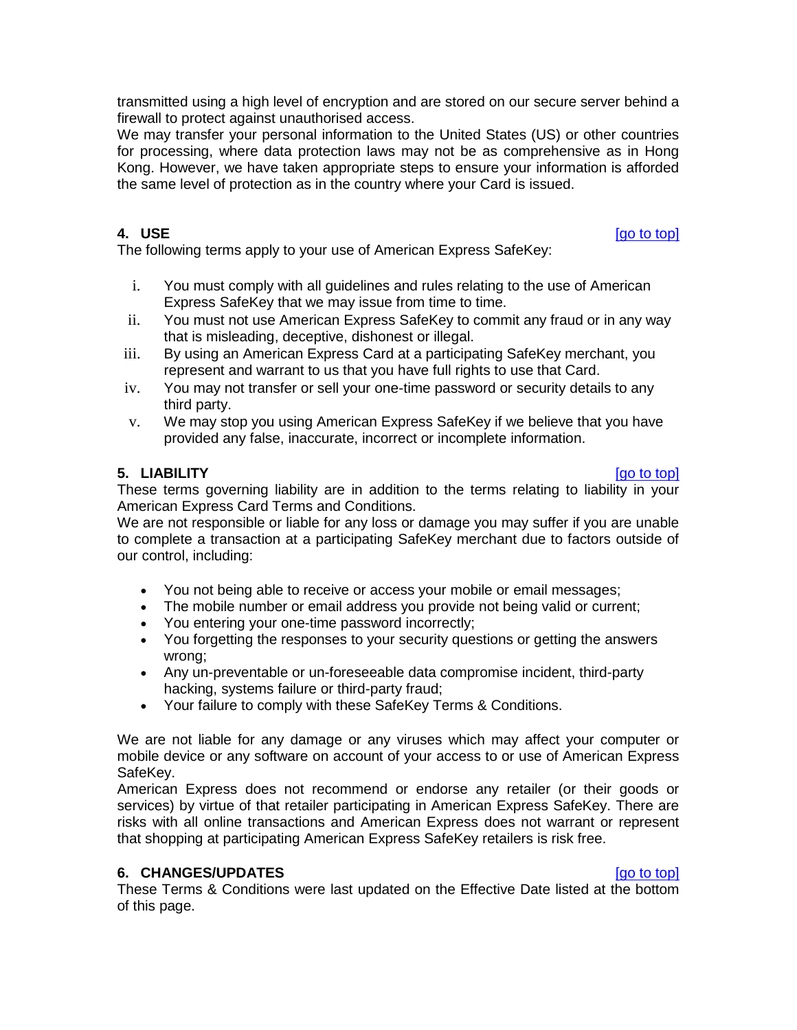transmitted using a high level of encryption and are stored on our secure server behind a firewall to protect against unauthorised access.
We may transfer your personal information to the United States (US) or other countries for processing, where data protection laws may not be as comprehensive as in Hong Kong. However, we have taken appropriate steps to ensure your information is afforded the same level of protection as in the country where your Card is issued.

## 4. USE

[go to top]

The following terms apply to your use of American Express SafeKey:

i. You must comply with all guidelines and rules relating to the use of American Express SafeKey that we may issue from time to time.
ii. You must not use American Express SafeKey to commit any fraud or in any way that is misleading, deceptive, dishonest or illegal.
iii. By using an American Express Card at a participating SafeKey merchant, you represent and warrant to us that you have full rights to use that Card.
iv. You may not transfer or sell your one-time password or security details to any third party.
v. We may stop you using American Express SafeKey if we believe that you have provided any false, inaccurate, incorrect or incomplete information.

## 5. LIABILITY

[go to top]

These terms governing liability are in addition to the terms relating to liability in your American Express Card Terms and Conditions.
We are not responsible or liable for any loss or damage you may suffer if you are unable to complete a transaction at a participating SafeKey merchant due to factors outside of our control, including:

- You not being able to receive or access your mobile or email messages;
- The mobile number or email address you provide not being valid or current;
- You entering your one-time password incorrectly;
- You forgetting the responses to your security questions or getting the answers wrong;
- Any un-preventable or un-foreseeable data compromise incident, third-party hacking, systems failure or third-party fraud;
- Your failure to comply with these SafeKey Terms & Conditions.

We are not liable for any damage or any viruses which may affect your computer or mobile device or any software on account of your access to or use of American Express SafeKey.
American Express does not recommend or endorse any retailer (or their goods or services) by virtue of that retailer participating in American Express SafeKey. There are risks with all online transactions and American Express does not warrant or represent that shopping at participating American Express SafeKey retailers is risk free.

## 6. CHANGES/UPDATES

[go to top]

These Terms & Conditions were last updated on the Effective Date listed at the bottom of this page.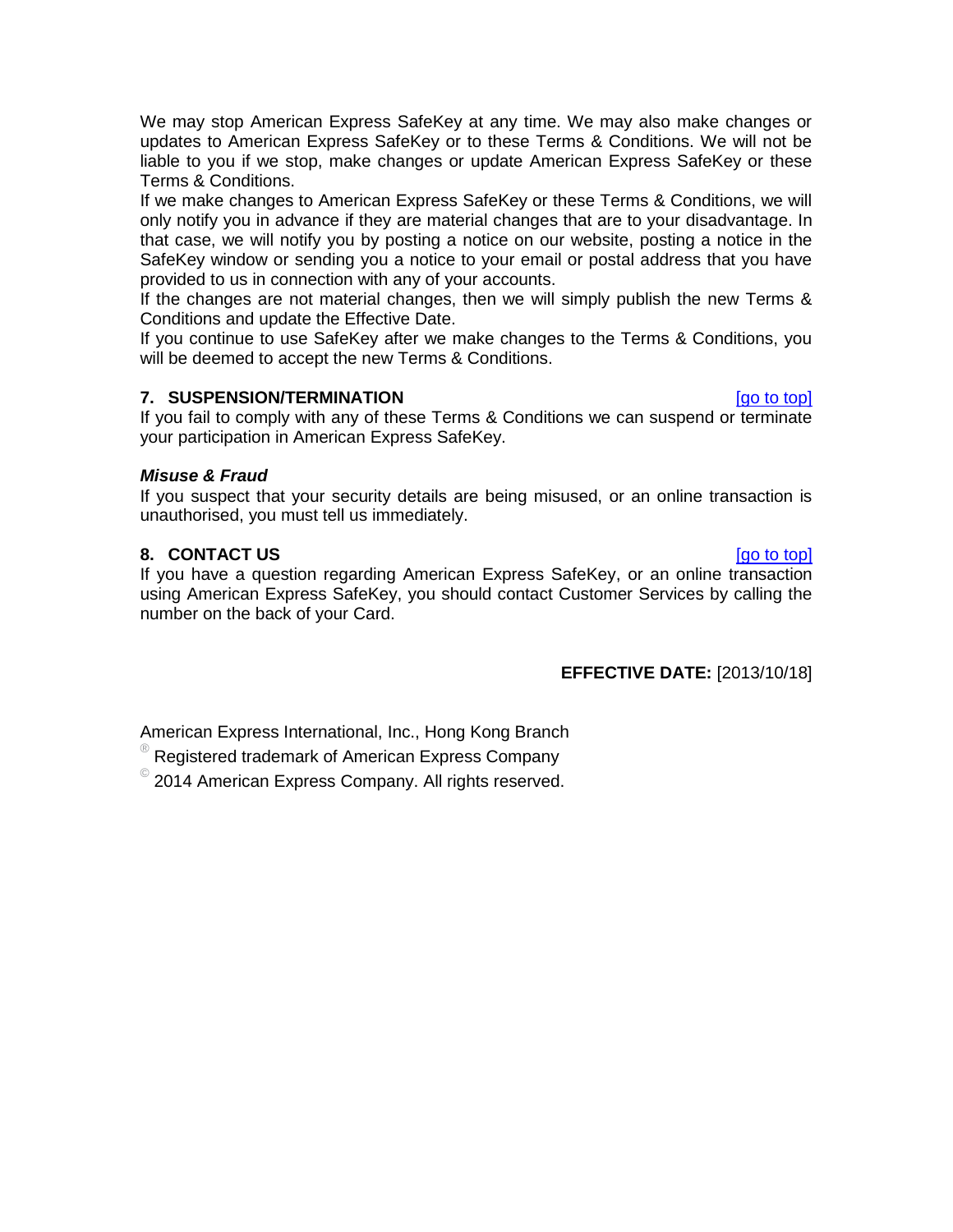We may stop American Express SafeKey at any time. We may also make changes or updates to American Express SafeKey or to these Terms & Conditions. We will not be liable to you if we stop, make changes or update American Express SafeKey or these Terms & Conditions.

If we make changes to American Express SafeKey or these Terms & Conditions, we will only notify you in advance if they are material changes that are to your disadvantage. In that case, we will notify you by posting a notice on our website, posting a notice in the SafeKey window or sending you a notice to your email or postal address that you have provided to us in connection with any of your accounts.

If the changes are not material changes, then we will simply publish the new Terms & Conditions and update the Effective Date.

If you continue to use SafeKey after we make changes to the Terms & Conditions, you will be deemed to accept the new Terms & Conditions.

### 7. SUSPENSION/TERMINATION [go to top]

If you fail to comply with any of these Terms & Conditions we can suspend or terminate your participation in American Express SafeKey.

***Misuse & Fraud***

If you suspect that your security details are being misused, or an online transaction is unauthorised, you must tell us immediately.

### 8. CONTACT US [go to top]

If you have a question regarding American Express SafeKey, or an online transaction using American Express SafeKey, you should contact Customer Services by calling the number on the back of your Card.

**EFFECTIVE DATE:** [2013/10/18]

American Express International, Inc., Hong Kong Branch

® Registered trademark of American Express Company

© 2014 American Express Company. All rights reserved.